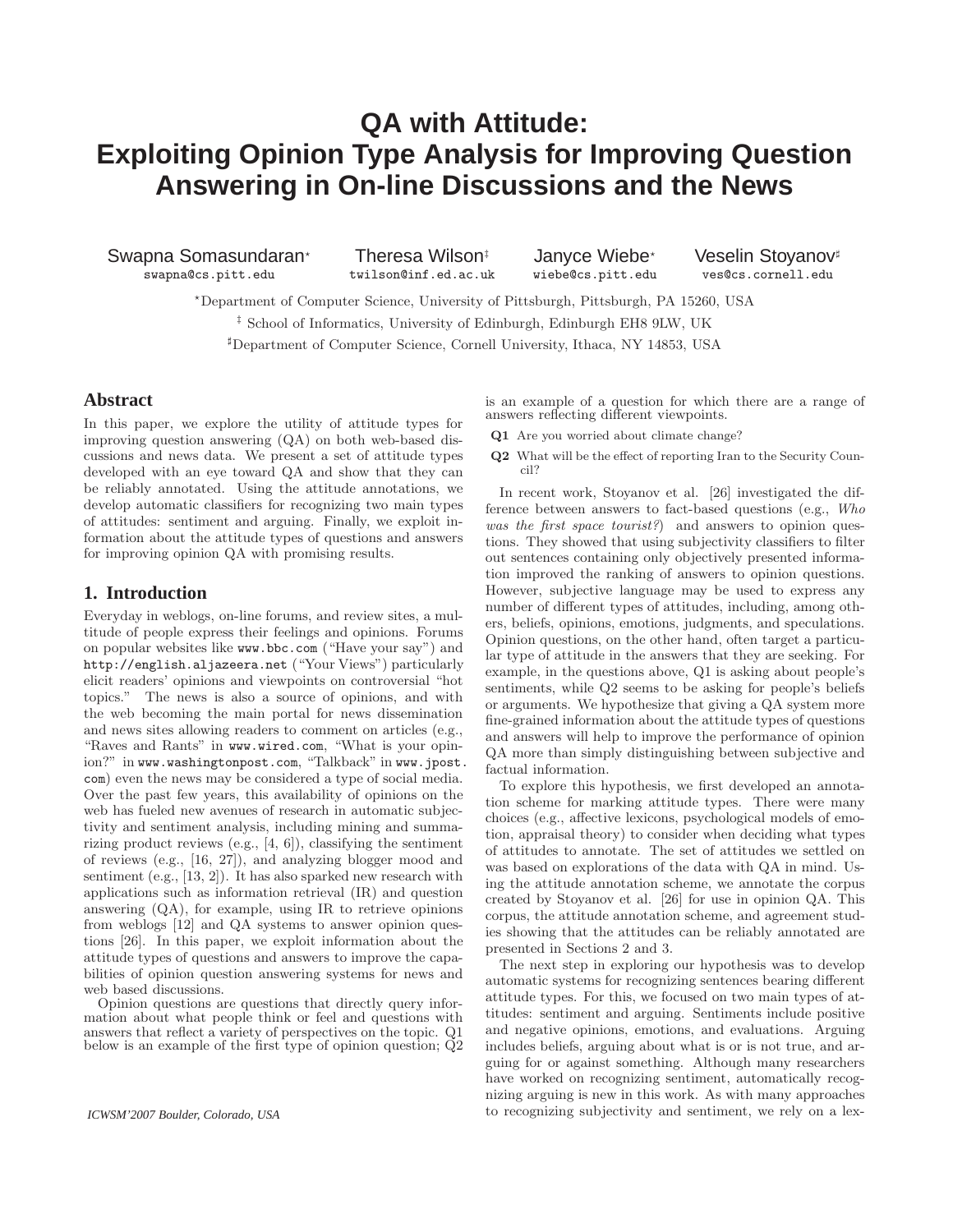# QA with Attitude: Exploiting Opinion Type Analysis for Improving Question Answering in On-line Discussions and the News

Swapna Somasundaran[*] swapna@cs.pitt.edu

Theresa Wilson[‡] twilson@inf.ed.ac.uk

Janyce Wiebe[*] wiebe@cs.pitt.edu

Veselin Stoyanov[♯] ves@cs.cornell.edu

[*]Department of Computer Science, University of Pittsburgh, Pittsburgh, PA 15260, USA

[‡] School of Informatics, University of Edinburgh, Edinburgh EH8 9LW, UK

[♯]Department of Computer Science, Cornell University, Ithaca, NY 14853, USA

## Abstract

In this paper, we explore the utility of attitude types for improving question answering (QA) on both web-based discussions and news data. We present a set of attitude types developed with an eye toward QA and show that they can be reliably annotated. Using the attitude annotations, we develop automatic classifiers for recognizing two main types of attitudes: sentiment and arguing. Finally, we exploit information about the attitude types of questions and answers for improving opinion QA with promising results.

## 1. Introduction

Everyday in weblogs, on-line forums, and review sites, a multitude of people express their feelings and opinions. Forums on popular websites like www.bbc.com ("Have your say") and http://english.aljazeera.net ("Your Views") particularly elicit readers' opinions and viewpoints on controversial "hot topics." The news is also a source of opinions, and with the web becoming the main portal for news dissemination and news sites allowing readers to comment on articles (e.g., "Raves and Rants" in www.wired.com, "What is your opinion?" in www.washingtonpost.com, "Talkback" in www.jpost.com) even the news may be considered a type of social media. Over the past few years, this availability of opinions on the web has fueled new avenues of research in automatic subjectivity and sentiment analysis, including mining and summarizing product reviews (e.g., [4, 6]), classifying the sentiment of reviews (e.g., [16, 27]), and analyzing blogger mood and sentiment (e.g., [13, 2]). It has also sparked new research with applications such as information retrieval (IR) and question answering (QA), for example, using IR to retrieve opinions from weblogs [12] and QA systems to answer opinion questions [26]. In this paper, we exploit information about the attitude types of questions and answers to improve the capabilities of opinion question answering systems for news and web based discussions.

Opinion questions are questions that directly query information about what people think or feel and questions with answers that reflect a variety of perspectives on the topic. Q1 below is an example of the first type of opinion question; Q2 is an example of a question for which there are a range of answers reflecting different viewpoints.

**Q1** Are you worried about climate change?

**Q2** What will be the effect of reporting Iran to the Security Council?

In recent work, Stoyanov et al. [26] investigated the difference between answers to fact-based questions (e.g., *Who was the first space tourist?*) and answers to opinion questions. They showed that using subjectivity classifiers to filter out sentences containing only objectively presented information improved the ranking of answers to opinion questions. However, subjective language may be used to express any number of different types of attitudes, including, among others, beliefs, opinions, emotions, judgments, and speculations. Opinion questions, on the other hand, often target a particular type of attitude in the answers that they are seeking. For example, in the questions above, Q1 is asking about people's sentiments, while Q2 seems to be asking for people's beliefs or arguments. We hypothesize that giving a QA system more fine-grained information about the attitude types of questions and answers will help to improve the performance of opinion QA more than simply distinguishing between subjective and factual information.

To explore this hypothesis, we first developed an annotation scheme for marking attitude types. There were many choices (e.g., affective lexicons, psychological models of emotion, appraisal theory) to consider when deciding what types of attitudes to annotate. The set of attitudes we settled on was based on explorations of the data with QA in mind. Using the attitude annotation scheme, we annotate the corpus created by Stoyanov et al. [26] for use in opinion QA. This corpus, the attitude annotation scheme, and agreement studies showing that the attitudes can be reliably annotated are presented in Sections 2 and 3.

The next step in exploring our hypothesis was to develop automatic systems for recognizing sentences bearing different attitude types. For this, we focused on two main types of attitudes: sentiment and arguing. Sentiments include positive and negative opinions, emotions, and evaluations. Arguing includes beliefs, arguing about what is or is not true, and arguing for or against something. Although many researchers have worked on recognizing sentiment, automatically recognizing arguing is new in this work. As with many approaches to recognizing subjectivity and sentiment, we rely on a lex-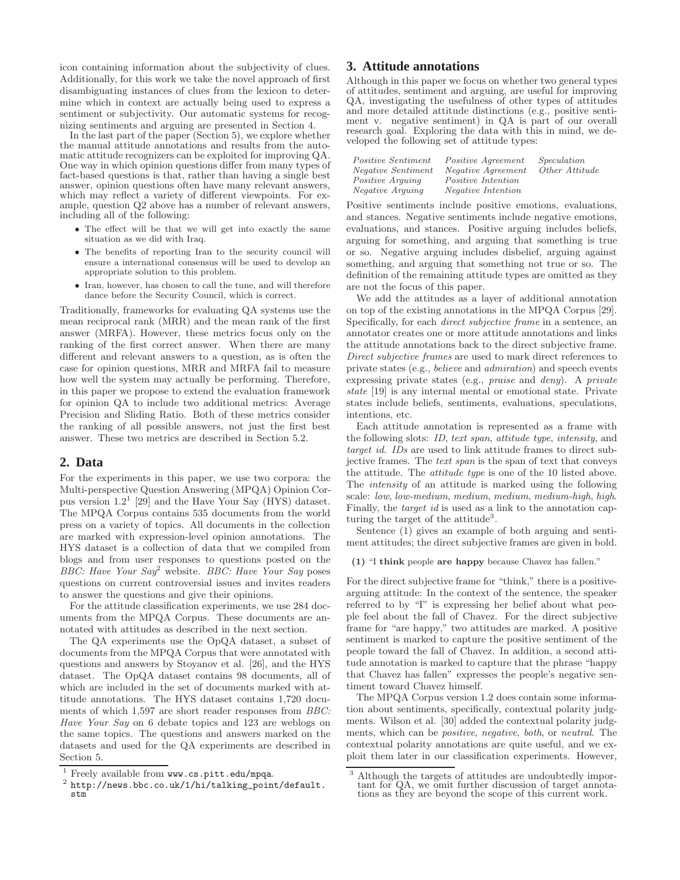icon containing information about the subjectivity of clues. Additionally, for this work we take the novel approach of first disambiguating instances of clues from the lexicon to determine which in context are actually being used to express a sentiment or subjectivity. Our automatic systems for recognizing sentiments and arguing are presented in Section 4.

In the last part of the paper (Section 5), we explore whether the manual attitude annotations and results from the automatic attitude recognizers can be exploited for improving QA. One way in which opinion questions differ from many types of fact-based questions is that, rather than having a single best answer, opinion questions often have many relevant answers, which may reflect a variety of different viewpoints. For example, question Q2 above has a number of relevant answers, including all of the following:

- The effect will be that we will get into exactly the same situation as we did with Iraq.
- The benefits of reporting Iran to the security council will ensure a international consensus will be used to develop an appropriate solution to this problem.
- Iran, however, has chosen to call the tune, and will therefore dance before the Security Council, which is correct.

Traditionally, frameworks for evaluating QA systems use the mean reciprocal rank (MRR) and the mean rank of the first answer (MRFA). However, these metrics focus only on the ranking of the first correct answer. When there are many different and relevant answers to a question, as is often the case for opinion questions, MRR and MRFA fail to measure how well the system may actually be performing. Therefore, in this paper we propose to extend the evaluation framework for opinion QA to include two additional metrics: Average Precision and Sliding Ratio. Both of these metrics consider the ranking of all possible answers, not just the first best answer. These two metrics are described in Section 5.2.

## 2. Data

For the experiments in this paper, we use two corpora: the Multi-perspective Question Answering (MPQA) Opinion Corpus version 1.2[1] [29] and the Have Your Say (HYS) dataset. The MPQA Corpus contains 535 documents from the world press on a variety of topics. All documents in the collection are marked with expression-level opinion annotations. The HYS dataset is a collection of data that we compiled from blogs and from user responses to questions posted on the *BBC: Have Your Say*[2] website. *BBC: Have Your Say* poses questions on current controversial issues and invites readers to answer the questions and give their opinions.

For the attitude classification experiments, we use 284 documents from the MPQA Corpus. These documents are annotated with attitudes as described in the next section.

The QA experiments use the OpQA dataset, a subset of documents from the MPQA Corpus that were annotated with questions and answers by Stoyanov et al. [26], and the HYS dataset. The OpQA dataset contains 98 documents, all of which are included in the set of documents marked with attitude annotations. The HYS dataset contains 1,720 documents of which 1,597 are short reader responses from *BBC: Have Your Say* on 6 debate topics and 123 are weblogs on the same topics. The questions and answers marked on the datasets and used for the QA experiments are described in Section 5.

[1] Freely available from www.cs.pitt.edu/mpqa.

[2] http://news.bbc.co.uk/1/hi/talking_point/default.stm

## 3. Attitude annotations

Although in this paper we focus on whether two general types of attitudes, sentiment and arguing, are useful for improving QA, investigating the usefulness of other types of attitudes and more detailed attitude distinctions (e.g., positive sentiment v. negative sentiment) in QA is part of our overall research goal. Exploring the data with this in mind, we developed the following set of attitude types:

| | | |
|---|---|---|
| *Positive Sentiment* | *Positive Agreement* | *Speculation* |
| *Negative Sentiment* | *Negative Agreement* | *Other Attitude* |
| *Positive Arguing* | *Positive Intention* | |
| *Negative Arguing* | *Negative Intention* | |

Positive sentiments include positive emotions, evaluations, and stances. Negative sentiments include negative emotions, evaluations, and stances. Positive arguing includes beliefs, arguing for something, and arguing that something is true or so. Negative arguing includes disbelief, arguing against something, and arguing that something not true or so. The definition of the remaining attitude types are omitted as they are not the focus of this paper.

We add the attitudes as a layer of additional annotation on top of the existing annotations in the MPQA Corpus [29]. Specifically, for each *direct subjective frame* in a sentence, an annotator creates one or more attitude annotations and links the attitude annotations back to the direct subjective frame. *Direct subjective frames* are used to mark direct references to private states (e.g., *believe* and *admiration*) and speech events expressing private states (e.g., *praise* and *deny*). A *private state* [19] is any internal mental or emotional state. Private states include beliefs, sentiments, evaluations, speculations, intentions, etc.

Each attitude annotation is represented as a frame with the following slots: *ID*, *text span*, *attitude type*, *intensity*, and *target id*. *IDs* are used to link attitude frames to direct subjective frames. The *text span* is the span of text that conveys the attitude. The *attitude type* is one of the 10 listed above. The *intensity* of an attitude is marked using the following scale: *low*, *low-medium*, *medium*, *medium-high*, *high*. Finally, the *target id* is used as a link to the annotation capturing the target of the attitude[3].

Sentence (1) gives an example of both arguing and sentiment attitudes; the direct subjective frames are given in bold.

**(1)** "I **think** people **are happy** because Chavez has fallen."

For the direct subjective frame for "think," there is a positive-arguing attitude: In the context of the sentence, the speaker referred to by "I" is expressing her belief about what people feel about the fall of Chavez. For the direct subjective frame for "are happy," two attitudes are marked. A positive sentiment is marked to capture the positive sentiment of the people toward the fall of Chavez. In addition, a second attitude annotation is marked to capture that the phrase "happy that Chavez has fallen" expresses the people's negative sentiment toward Chavez himself.

The MPQA Corpus version 1.2 does contain some information about sentiments, specifically, contextual polarity judgments. Wilson et al. [30] added the contextual polarity judgments, which can be *positive*, *negative*, *both*, or *neutral*. The contextual polarity annotations are quite useful, and we exploit them later in our classification experiments. However,

[3] Although the targets of attitudes are undoubtedly important for QA, we omit further discussion of target annotations as they are beyond the scope of this current work.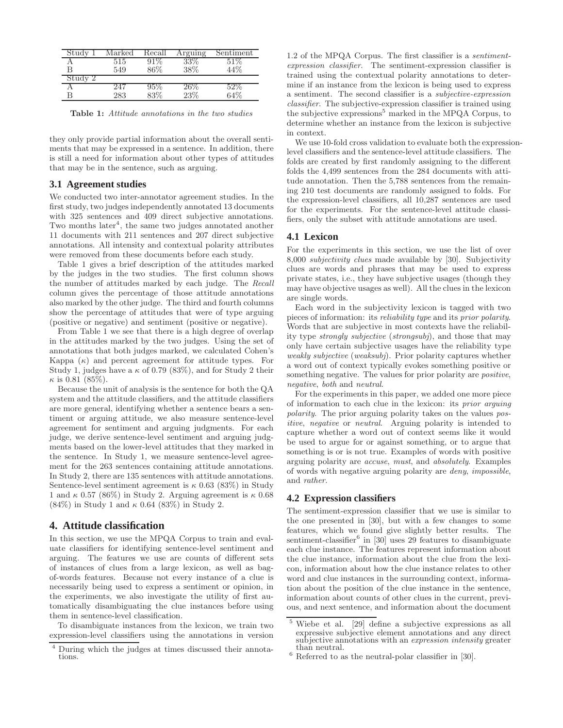| Study 1 | Marked | Recall | Arguing | Sentiment |
|---|---|---|---|---|
| A | 515 | 91% | 33% | 51% |
| B | 549 | 86% | 38% | 44% |
| Study 2 | | | | |
| A | 247 | 95% | 26% | 52% |
| B | 283 | 83% | 23% | 64% |

**Table 1:** *Attitude annotations in the two studies*

they only provide partial information about the overall sentiments that may be expressed in a sentence. In addition, there is still a need for information about other types of attitudes that may be in the sentence, such as arguing.

### 3.1 Agreement studies

We conducted two inter-annotator agreement studies. In the first study, two judges independently annotated 13 documents with 325 sentences and 409 direct subjective annotations. Two months later[4], the same two judges annotated another 11 documents with 211 sentences and 207 direct subjective annotations. All intensity and contextual polarity attributes were removed from these documents before each study.

Table 1 gives a brief description of the attitudes marked by the judges in the two studies. The first column shows the number of attitudes marked by each judge. The *Recall* column gives the percentage of those attitude annotations also marked by the other judge. The third and fourth columns show the percentage of attitudes that were of type arguing (positive or negative) and sentiment (positive or negative).

From Table 1 we see that there is a high degree of overlap in the attitudes marked by the two judges. Using the set of annotations that both judges marked, we calculated Cohen's Kappa ($\kappa$) and percent agreement for attitude types. For Study 1, judges have a $\kappa$ of 0.79 (83%), and for Study 2 their $\kappa$ is 0.81 (85%).

Because the unit of analysis is the sentence for both the QA system and the attitude classifiers, and the attitude classifiers are more general, identifying whether a sentence bears a sentiment or arguing attitude, we also measure sentence-level agreement for sentiment and arguing judgments. For each judge, we derive sentence-level sentiment and arguing judgments based on the lower-level attitudes that they marked in the sentence. In Study 1, we measure sentence-level agreement for the 263 sentences containing attitude annotations. In Study 2, there are 135 sentences with attitude annotations. Sentence-level sentiment agreement is $\kappa$ 0.63 (83%) in Study 1 and $\kappa$ 0.57 (86%) in Study 2. Arguing agreement is $\kappa$ 0.68 (84%) in Study 1 and $\kappa$ 0.64 (83%) in Study 2.

## 4. Attitude classification

In this section, we use the MPQA Corpus to train and evaluate classifiers for identifying sentence-level sentiment and arguing. The features we use are counts of different sets of instances of clues from a large lexicon, as well as bag-of-words features. Because not every instance of a clue is necessarily being used to express a sentiment or opinion, in the experiments, we also investigate the utility of first automatically disambiguating the clue instances before using them in sentence-level classification.

To disambiguate instances from the lexicon, we train two expression-level classifiers using the annotations in version 1.2 of the MPQA Corpus. The first classifier is a *sentiment-expression classifier*. The sentiment-expression classifier is trained using the contextual polarity annotations to determine if an instance from the lexicon is being used to express a sentiment. The second classifier is a *subjective-expression classifier*. The subjective-expression classifier is trained using the subjective expressions[5] marked in the MPQA Corpus, to determine whether an instance from the lexicon is subjective in context.

We use 10-fold cross validation to evaluate both the expression-level classifiers and the sentence-level attitude classifiers. The folds are created by first randomly assigning to the different folds the 4,499 sentences from the 284 documents with attitude annotation. Then the 5,788 sentences from the remaining 210 test documents are randomly assigned to folds. For the expression-level classifiers, all 10,287 sentences are used for the experiments. For the sentence-level attitude classifiers, only the subset with attitude annotations are used.

### 4.1 Lexicon

For the experiments in this section, we use the list of over 8,000 *subjectivity clues* made available by [30]. Subjectivity clues are words and phrases that may be used to express private states, i.e., they have subjective usages (though they may have objective usages as well). All the clues in the lexicon are single words.

Each word in the subjectivity lexicon is tagged with two pieces of information: its *reliability type* and its *prior polarity*. Words that are subjective in most contexts have the reliability type *strongly subjective* (*strongsubj*), and those that may only have certain subjective usages have the reliability type *weakly subjective* (*weaksubj*). Prior polarity captures whether a word out of context typically evokes something positive or something negative. The values for prior polarity are *positive*, *negative*, *both* and *neutral*.

For the experiments in this paper, we added one more piece of information to each clue in the lexicon: its *prior arguing polarity*. The prior arguing polarity takes on the values *positive*, *negative* or *neutral*. Arguing polarity is intended to capture whether a word out of context seems like it would be used to argue for or against something, or to argue that something is or is not true. Examples of words with positive arguing polarity are *accuse*, *must*, and *absolutely*. Examples of words with negative arguing polarity are *deny*, *impossible*, and *rather*.

### 4.2 Expression classifiers

The sentiment-expression classifier that we use is similar to the one presented in [30], but with a few changes to some features, which we found give slightly better results. The sentiment-classifier[6] in [30] uses 29 features to disambiguate each clue instance. The features represent information about the clue instance, information about the clue from the lexicon, information about how the clue instance relates to other word and clue instances in the surrounding context, information about the position of the clue instance in the sentence, information about counts of other clues in the current, previous, and next sentence, and information about the document

[4] During which the judges at times discussed their annotations.

[5] Wiebe et al. [29] define a subjective expressions as all expressive subjective element annotations and any direct subjective annotations with an *expression intensity* greater than neutral.

[6] Referred to as the neutral-polar classifier in [30].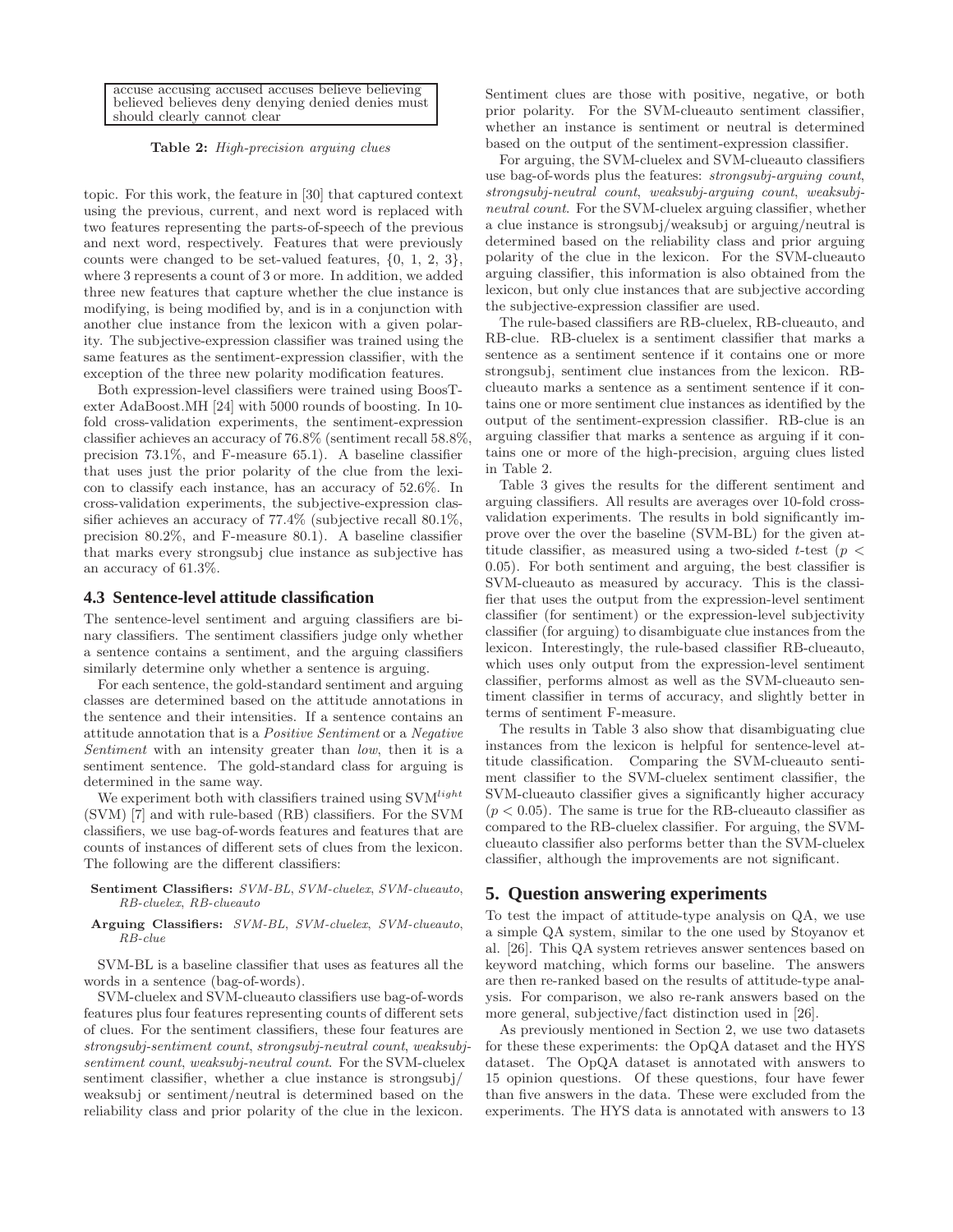| accuse accusing accused accuses believe believing believed believes deny denying denied denies must should clearly cannot clear |
|---|

**Table 2:** *High-precision arguing clues*

topic. For this work, the feature in [30] that captured context using the previous, current, and next word is replaced with two features representing the parts-of-speech of the previous and next word, respectively. Features that were previously counts were changed to be set-valued features, {0, 1, 2, 3}, where 3 represents a count of 3 or more. In addition, we added three new features that capture whether the clue instance is modifying, is being modified by, and is in a conjunction with another clue instance from the lexicon with a given polarity. The subjective-expression classifier was trained using the same features as the sentiment-expression classifier, with the exception of the three new polarity modification features.

Both expression-level classifiers were trained using BoosTexter AdaBoost.MH [24] with 5000 rounds of boosting. In 10-fold cross-validation experiments, the sentiment-expression classifier achieves an accuracy of 76.8% (sentiment recall 58.8%, precision 73.1%, and F-measure 65.1). A baseline classifier that uses just the prior polarity of the clue from the lexicon to classify each instance, has an accuracy of 52.6%. In cross-validation experiments, the subjective-expression classifier achieves an accuracy of 77.4% (subjective recall 80.1%, precision 80.2%, and F-measure 80.1). A baseline classifier that marks every strongsubj clue instance as subjective has an accuracy of 61.3%.

### 4.3 Sentence-level attitude classification

The sentence-level sentiment and arguing classifiers are binary classifiers. The sentiment classifiers judge only whether a sentence contains a sentiment, and the arguing classifiers similarly determine only whether a sentence is arguing.

For each sentence, the gold-standard sentiment and arguing classes are determined based on the attitude annotations in the sentence and their intensities. If a sentence contains an attitude annotation that is a *Positive Sentiment* or a *Negative Sentiment* with an intensity greater than *low*, then it is a sentiment sentence. The gold-standard class for arguing is determined in the same way.

We experiment both with classifiers trained using SVM$^{light}$ (SVM) [7] and with rule-based (RB) classifiers. For the SVM classifiers, we use bag-of-words features and features that are counts of instances of different sets of clues from the lexicon. The following are the different classifiers:

**Sentiment Classifiers:** *SVM-BL*, *SVM-cluelex*, *SVM-clueauto*, *RB-cluelex*, *RB-clueauto*

**Arguing Classifiers:** *SVM-BL*, *SVM-cluelex*, *SVM-clueauto*, *RB-clue*

SVM-BL is a baseline classifier that uses as features all the words in a sentence (bag-of-words).

SVM-cluelex and SVM-clueauto classifiers use bag-of-words features plus four features representing counts of different sets of clues. For the sentiment classifiers, these four features are *strongsubj-sentiment count*, *strongsubj-neutral count*, *weaksubj-sentiment count*, *weaksubj-neutral count*. For the SVM-cluelex sentiment classifier, whether a clue instance is strongsubj/weaksubj or sentiment/neutral is determined based on the reliability class and prior polarity of the clue in the lexicon. Sentiment clues are those with positive, negative, or both prior polarity. For the SVM-clueauto sentiment classifier, whether an instance is sentiment or neutral is determined based on the output of the sentiment-expression classifier.

For arguing, the SVM-cluelex and SVM-clueauto classifiers use bag-of-words plus the features: *strongsubj-arguing count*, *strongsubj-neutral count*, *weaksubj-arguing count*, *weaksubj-neutral count*. For the SVM-cluelex arguing classifier, whether a clue instance is strongsubj/weaksubj or arguing/neutral is determined based on the reliability class and prior arguing polarity of the clue in the lexicon. For the SVM-clueauto arguing classifier, this information is also obtained from the lexicon, but only clue instances that are subjective according the subjective-expression classifier are used.

The rule-based classifiers are RB-cluelex, RB-clueauto, and RB-clue. RB-cluelex is a sentiment classifier that marks a sentence as a sentiment sentence if it contains one or more strongsubj, sentiment clue instances from the lexicon. RB-clueauto marks a sentence as a sentiment sentence if it contains one or more sentiment clue instances as identified by the output of the sentiment-expression classifier. RB-clue is an arguing classifier that marks a sentence as arguing if it contains one or more of the high-precision, arguing clues listed in Table 2.

Table 3 gives the results for the different sentiment and arguing classifiers. All results are averages over 10-fold cross-validation experiments. The results in bold significantly improve over the over the baseline (SVM-BL) for the given attitude classifier, as measured using a two-sided $t$-test ($p < 0.05$). For both sentiment and arguing, the best classifier is SVM-clueauto as measured by accuracy. This is the classifier that uses the output from the expression-level sentiment classifier (for sentiment) or the expression-level subjectivity classifier (for arguing) to disambiguate clue instances from the lexicon. Interestingly, the rule-based classifier RB-clueauto, which uses only output from the expression-level sentiment classifier, performs almost as well as the SVM-clueauto sentiment classifier in terms of accuracy, and slightly better in terms of sentiment F-measure.

The results in Table 3 also show that disambiguating clue instances from the lexicon is helpful for sentence-level attitude classification. Comparing the SVM-clueauto sentiment classifier to the SVM-cluelex sentiment classifier, the SVM-clueauto classifier gives a significantly higher accuracy ($p < 0.05$). The same is true for the RB-clueauto classifier as compared to the RB-cluelex classifier. For arguing, the SVM-clueauto classifier also performs better than the SVM-cluelex classifier, although the improvements are not significant.

## 5. Question answering experiments

To test the impact of attitude-type analysis on QA, we use a simple QA system, similar to the one used by Stoyanov et al. [26]. This QA system retrieves answer sentences based on keyword matching, which forms our baseline. The answers are then re-ranked based on the results of attitude-type analysis. For comparison, we also re-rank answers based on the more general, subjective/fact distinction used in [26].

As previously mentioned in Section 2, we use two datasets for these these experiments: the OpQA dataset and the HYS dataset. The OpQA dataset is annotated with answers to 15 opinion questions. Of these questions, four have fewer than five answers in the data. These were excluded from the experiments. The HYS data is annotated with answers to 13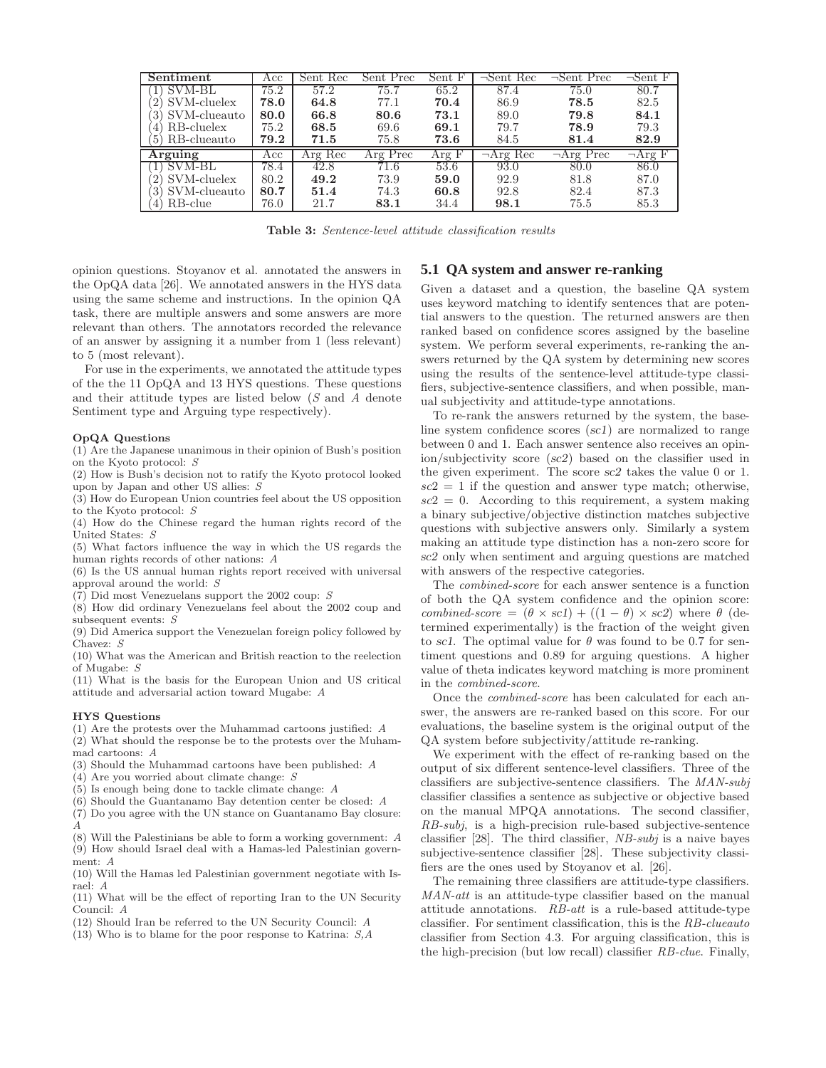| **Sentiment** | Acc | Sent Rec | Sent Prec | Sent F | ¬Sent Rec | ¬Sent Prec | ¬Sent F |
|---|---|---|---|---|---|---|---|
| (1) SVM-BL | 75.2 | 57.2 | 75.7 | 65.2 | 87.4 | 75.0 | 80.7 |
| (2) SVM-cluelex | **78.0** | **64.8** | 77.1 | **70.4** | 86.9 | **78.5** | 82.5 |
| (3) SVM-clueauto | **80.0** | **66.8** | **80.6** | **73.1** | 89.0 | **79.8** | **84.1** |
| (4) RB-cluelex | 75.2 | **68.5** | 69.6 | **69.1** | 79.7 | **78.9** | 79.3 |
| (5) RB-clueauto | **79.2** | **71.5** | 75.8 | **73.6** | 84.5 | **81.4** | **82.9** |
| **Arguing** | Acc | Arg Rec | Arg Prec | Arg F | ¬Arg Rec | ¬Arg Prec | ¬Arg F |
| (1) SVM-BL | 78.4 | 42.8 | 71.6 | 53.6 | 93.0 | 80.0 | 86.0 |
| (2) SVM-cluelex | 80.2 | **49.2** | 73.9 | **59.0** | 92.9 | 81.8 | 87.0 |
| (3) SVM-clueauto | **80.7** | **51.4** | 74.3 | **60.8** | 92.8 | 82.4 | 87.3 |
| (4) RB-clue | 76.0 | 21.7 | **83.1** | 34.4 | **98.1** | 75.5 | 85.3 |

**Table 3:** *Sentence-level attitude classification results*

opinion questions. Stoyanov et al. annotated the answers in the OpQA data [26]. We annotated answers in the HYS data using the same scheme and instructions. In the opinion QA task, there are multiple answers and some answers are more relevant than others. The annotators recorded the relevance of an answer by assigning it a number from 1 (less relevant) to 5 (most relevant).

For use in the experiments, we annotated the attitude types of the the 11 OpQA and 13 HYS questions. These questions and their attitude types are listed below (*S* and *A* denote Sentiment type and Arguing type respectively).

**OpQA Questions**

(1) Are the Japanese unanimous in their opinion of Bush's position on the Kyoto protocol: *S*
(2) How is Bush's decision not to ratify the Kyoto protocol looked upon by Japan and other US allies: *S*
(3) How do European Union countries feel about the US opposition to the Kyoto protocol: *S*
(4) How do the Chinese regard the human rights record of the United States: *S*
(5) What factors influence the way in which the US regards the human rights records of other nations: *A*
(6) Is the US annual human rights report received with universal approval around the world: *S*
(7) Did most Venezuelans support the 2002 coup: *S*
(8) How did ordinary Venezuelans feel about the 2002 coup and subsequent events: *S*
(9) Did America support the Venezuelan foreign policy followed by Chavez: *S*
(10) What was the American and British reaction to the reelection of Mugabe: *S*
(11) What is the basis for the European Union and US critical attitude and adversarial action toward Mugabe: *A*

**HYS Questions**

(1) Are the protests over the Muhammad cartoons justified: *A*
(2) What should the response be to the protests over the Muhammad cartoons: *A*
(3) Should the Muhammad cartoons have been published: *A*
(4) Are you worried about climate change: *S*
(5) Is enough being done to tackle climate change: *A*
(6) Should the Guantanamo Bay detention center be closed: *A*
(7) Do you agree with the UN stance on Guantanamo Bay closure: *A*
(8) Will the Palestinians be able to form a working government: *A*
(9) How should Israel deal with a Hamas-led Palestinian government: *A*
(10) Will the Hamas led Palestinian government negotiate with Israel: *A*
(11) What will be the effect of reporting Iran to the UN Security Council: *A*
(12) Should Iran be referred to the UN Security Council: *A*
(13) Who is to blame for the poor response to Katrina: *S,A*

## 5.1 QA system and answer re-ranking

Given a dataset and a question, the baseline QA system uses keyword matching to identify sentences that are potential answers to the question. The returned answers are then ranked based on confidence scores assigned by the baseline system. We perform several experiments, re-ranking the answers returned by the QA system by determining new scores using the results of the sentence-level attitude-type classifiers, subjective-sentence classifiers, and when possible, manual subjectivity and attitude-type annotations.

To re-rank the answers returned by the system, the baseline system confidence scores (*sc1*) are normalized to range between 0 and 1. Each answer sentence also receives an opinion/subjectivity score (*sc2*) based on the classifier used in the given experiment. The score *sc2* takes the value 0 or 1. $sc2 = 1$ if the question and answer type match; otherwise, $sc2 = 0$. According to this requirement, a system making a binary subjective/objective distinction matches subjective questions with subjective answers only. Similarly a system making an attitude type distinction has a non-zero score for *sc2* only when sentiment and arguing questions are matched with answers of the respective categories.

The *combined-score* for each answer sentence is a function of both the QA system confidence and the opinion score: *combined-score* $= (\theta \times sc1) + ((1 - \theta) \times sc2)$ where $\theta$ (determined experimentally) is the fraction of the weight given to *sc1*. The optimal value for $\theta$ was found to be 0.7 for sentiment questions and 0.89 for arguing questions. A higher value of theta indicates keyword matching is more prominent in the *combined-score*.

Once the *combined-score* has been calculated for each answer, the answers are re-ranked based on this score. For our evaluations, the baseline system is the original output of the QA system before subjectivity/attitude re-ranking.

We experiment with the effect of re-ranking based on the output of six different sentence-level classifiers. Three of the classifiers are subjective-sentence classifiers. The *MAN-subj* classifier classifies a sentence as subjective or objective based on the manual MPQA annotations. The second classifier, *RB-subj*, is a high-precision rule-based subjective-sentence classifier [28]. The third classifier, *NB-subj* is a naive bayes subjective-sentence classifier [28]. These subjectivity classifiers are the ones used by Stoyanov et al. [26].

The remaining three classifiers are attitude-type classifiers. *MAN-att* is an attitude-type classifier based on the manual attitude annotations. *RB-att* is a rule-based attitude-type classifier. For sentiment classification, this is the *RB-clueauto* classifier from Section 4.3. For arguing classification, this is the high-precision (but low recall) classifier *RB-clue*. Finally,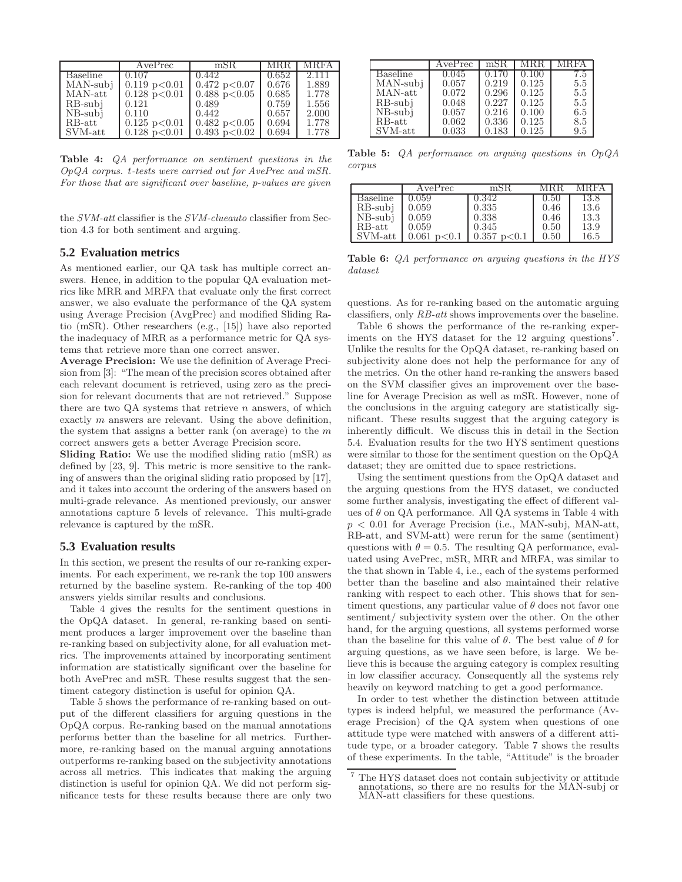|  | AvePrec | mSR | MRR | MRFA |
| --- | --- | --- | --- | --- |
| Baseline | 0.107 | 0.442 | 0.652 | 2.111 |
| MAN-subj | 0.119 $p<0.01$ | 0.472 $p<0.07$ | 0.676 | 1.889 |
| MAN-att | 0.128 $p<0.01$ | 0.488 $p<0.05$ | 0.685 | 1.778 |
| RB-subj | 0.121 | 0.489 | 0.759 | 1.556 |
| NB-subj | 0.110 | 0.442 | 0.657 | 2.000 |
| RB-att | 0.125 $p<0.01$ | 0.482 $p<0.05$ | 0.694 | 1.778 |
| SVM-att | 0.128 $p<0.01$ | 0.493 $p<0.02$ | 0.694 | 1.778 |

**Table 4:** *QA performance on sentiment questions in the OpQA corpus. t-tests were carried out for AvePrec and mSR. For those that are significant over baseline, p-values are given*

the *SVM-att* classifier is the *SVM-clueauto* classifier from Section 4.3 for both sentiment and arguing.

## 5.2 Evaluation metrics

As mentioned earlier, our QA task has multiple correct answers. Hence, in addition to the popular QA evaluation metrics like MRR and MRFA that evaluate only the first correct answer, we also evaluate the performance of the QA system using Average Precision (AvgPrec) and modified Sliding Ratio (mSR). Other researchers (e.g., [15]) have also reported the inadequacy of MRR as a performance metric for QA systems that retrieve more than one correct answer.

**Average Precision:** We use the definition of Average Precision from [3]: "The mean of the precision scores obtained after each relevant document is retrieved, using zero as the precision for relevant documents that are not retrieved." Suppose there are two QA systems that retrieve $n$ answers, of which exactly $m$ answers are relevant. Using the above definition, the system that assigns a better rank (on average) to the $m$ correct answers gets a better Average Precision score.

**Sliding Ratio:** We use the modified sliding ratio (mSR) as defined by [23, 9]. This metric is more sensitive to the ranking of answers than the original sliding ratio proposed by [17], and it takes into account the ordering of the answers based on multi-grade relevance. As mentioned previously, our answer annotations capture 5 levels of relevance. This multi-grade relevance is captured by the mSR.

## 5.3 Evaluation results

In this section, we present the results of our re-ranking experiments. For each experiment, we re-rank the top 100 answers returned by the baseline system. Re-ranking of the top 400 answers yields similar results and conclusions.

Table 4 gives the results for the sentiment questions in the OpQA dataset. In general, re-ranking based on sentiment produces a larger improvement over the baseline than re-ranking based on subjectivity alone, for all evaluation metrics. The improvements attained by incorporating sentiment information are statistically significant over the baseline for both AvePrec and mSR. These results suggest that the sentiment category distinction is useful for opinion QA.

Table 5 shows the performance of re-ranking based on output of the different classifiers for arguing questions in the OpQA corpus. Re-ranking based on the manual annotations performs better than the baseline for all metrics. Furthermore, re-ranking based on the manual arguing annotations outperforms re-ranking based on the subjectivity annotations across all metrics. This indicates that making the arguing distinction is useful for opinion QA. We did not perform significance tests for these results because there are only two

|  | AvePrec | mSR | MRR | MRFA |
| --- | --- | --- | --- | --- |
| Baseline | 0.045 | 0.170 | 0.100 | 7.5 |
| MAN-subj | 0.057 | 0.219 | 0.125 | 5.5 |
| MAN-att | 0.072 | 0.296 | 0.125 | 5.5 |
| RB-subj | 0.048 | 0.227 | 0.125 | 5.5 |
| NB-subj | 0.057 | 0.216 | 0.100 | 6.5 |
| RB-att | 0.062 | 0.336 | 0.125 | 8.5 |
| SVM-att | 0.033 | 0.183 | 0.125 | 9.5 |

**Table 5:** *QA performance on arguing questions in OpQA corpus*

|  | AvePrec | mSR | MRR | MRFA |
| --- | --- | --- | --- | --- |
| Baseline | 0.059 | 0.342 | 0.50 | 13.8 |
| RB-subj | 0.059 | 0.335 | 0.46 | 13.6 |
| NB-subj | 0.059 | 0.338 | 0.46 | 13.3 |
| RB-att | 0.059 | 0.345 | 0.50 | 13.9 |
| SVM-att | 0.061 $p<0.1$ | 0.357 $p<0.1$ | 0.50 | 16.5 |

**Table 6:** *QA performance on arguing questions in the HYS dataset*

questions. As for re-ranking based on the automatic arguing classifiers, only *RB-att* shows improvements over the baseline.

Table 6 shows the performance of the re-ranking experiments on the HYS dataset for the 12 arguing questions[7]. Unlike the results for the OpQA dataset, re-ranking based on subjectivity alone does not help the performance for any of the metrics. On the other hand re-ranking the answers based on the SVM classifier gives an improvement over the baseline for Average Precision as well as mSR. However, none of the conclusions in the arguing category are statistically significant. These results suggest that the arguing category is inherently difficult. We discuss this in detail in the Section 5.4. Evaluation results for the two HYS sentiment questions were similar to those for the sentiment question on the OpQA dataset; they are omitted due to space restrictions.

Using the sentiment questions from the OpQA dataset and the arguing questions from the HYS dataset, we conducted some further analysis, investigating the effect of different values of $\theta$ on QA performance. All QA systems in Table 4 with $p < 0.01$ for Average Precision (i.e., MAN-subj, MAN-att, RB-att, and SVM-att) were rerun for the same (sentiment) questions with $\theta = 0.5$. The resulting QA performance, evaluated using AvePrec, mSR, MRR and MRFA, was similar to the that shown in Table 4, i.e., each of the systems performed better than the baseline and also maintained their relative ranking with respect to each other. This shows that for sentiment questions, any particular value of $\theta$ does not favor one sentiment/ subjectivity system over the other. On the other hand, for the arguing questions, all systems performed worse than the baseline for this value of $\theta$. The best value of $\theta$ for arguing questions, as we have seen before, is large. We believe this is because the arguing category is complex resulting in low classifier accuracy. Consequently all the systems rely heavily on keyword matching to get a good performance.

In order to test whether the distinction between attitude types is indeed helpful, we measured the performance (Average Precision) of the QA system when questions of one attitude type were matched with answers of a different attitude type, or a broader category. Table 7 shows the results of these experiments. In the table, "Attitude" is the broader

[7] The HYS dataset does not contain subjectivity or attitude annotations, so there are no results for the MAN-subj or MAN-att classifiers for these questions.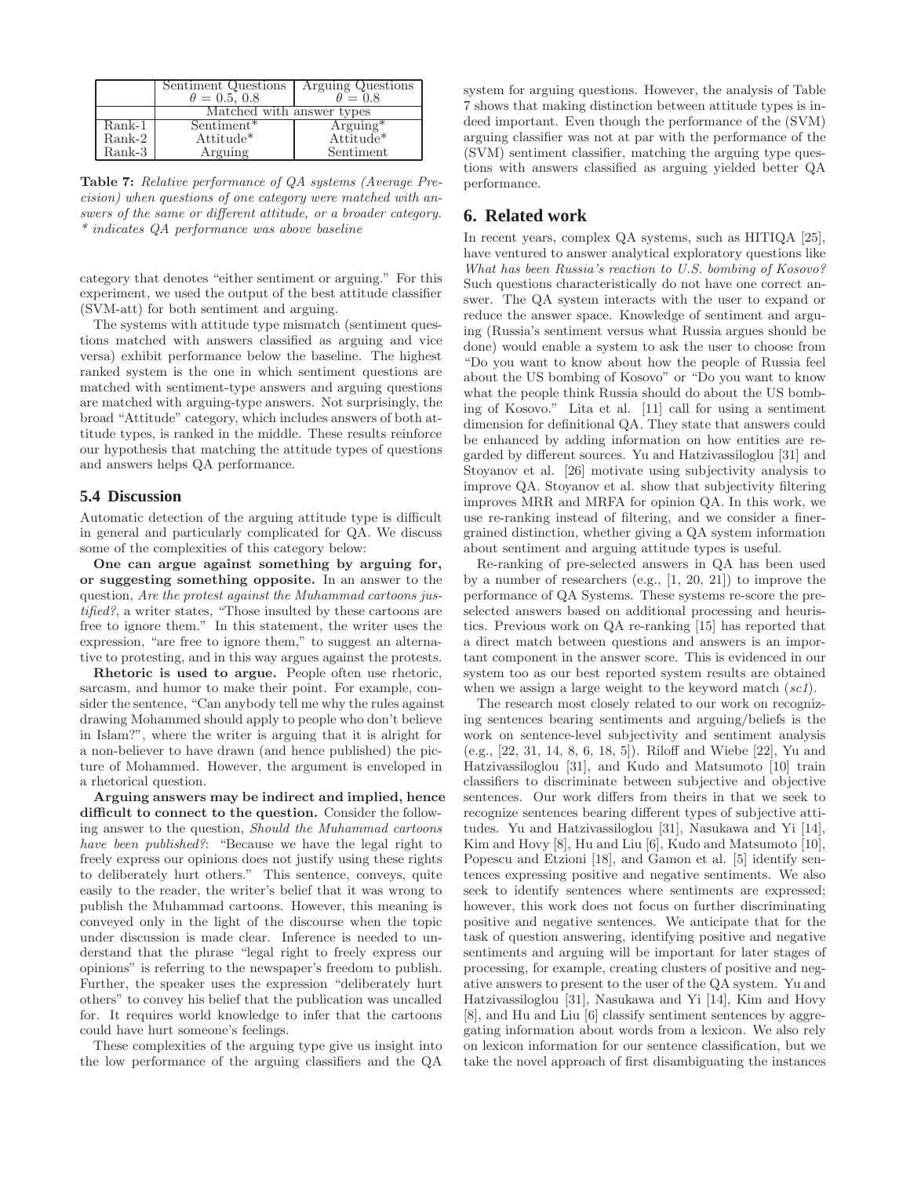| | Sentiment Questions $\theta = 0.5, 0.8$ | Arguing Questions $\theta = 0.8$ |
|---|---|---|
| | Matched with answer types | |
| Rank-1 | Sentiment* | Arguing* |
| Rank-2 | Attitude* | Attitude* |
| Rank-3 | Arguing | Sentiment |

**Table 7:** *Relative performance of QA systems (Average Precision) when questions of one category were matched with answers of the same or different attitude, or a broader category. * indicates QA performance was above baseline*

category that denotes "either sentiment or arguing." For this experiment, we used the output of the best attitude classifier (SVM-att) for both sentiment and arguing.

The systems with attitude type mismatch (sentiment questions matched with answers classified as arguing and vice versa) exhibit performance below the baseline. The highest ranked system is the one in which sentiment questions are matched with sentiment-type answers and arguing questions are matched with arguing-type answers. Not surprisingly, the broad "Attitude" category, which includes answers of both attitude types, is ranked in the middle. These results reinforce our hypothesis that matching the attitude types of questions and answers helps QA performance.

## 5.4 Discussion

Automatic detection of the arguing attitude type is difficult in general and particularly complicated for QA. We discuss some of the complexities of this category below:

**One can argue against something by arguing for, or suggesting something opposite.** In an answer to the question, *Are the protest against the Muhammad cartoons justified?*, a writer states, "Those insulted by these cartoons are free to ignore them." In this statement, the writer uses the expression, "are free to ignore them," to suggest an alternative to protesting, and in this way argues against the protests.

**Rhetoric is used to argue.** People often use rhetoric, sarcasm, and humor to make their point. For example, consider the sentence, "Can anybody tell me why the rules against drawing Mohammed should apply to people who don't believe in Islam?", where the writer is arguing that it is alright for a non-believer to have drawn (and hence published) the picture of Mohammed. However, the argument is enveloped in a rhetorical question.

**Arguing answers may be indirect and implied, hence difficult to connect to the question.** Consider the following answer to the question, *Should the Muhammad cartoons have been published?*: "Because we have the legal right to freely express our opinions does not justify using these rights to deliberately hurt others." This sentence, conveys, quite easily to the reader, the writer's belief that it was wrong to publish the Muhammad cartoons. However, this meaning is conveyed only in the light of the discourse when the topic under discussion is made clear. Inference is needed to understand that the phrase "legal right to freely express our opinions" is referring to the newspaper's freedom to publish. Further, the speaker uses the expression "deliberately hurt others" to convey his belief that the publication was uncalled for. It requires world knowledge to infer that the cartoons could have hurt someone's feelings.

These complexities of the arguing type give us insight into the low performance of the arguing classifiers and the QA system for arguing questions. However, the analysis of Table 7 shows that making distinction between attitude types is indeed important. Even though the performance of the (SVM) arguing classifier was not at par with the performance of the (SVM) sentiment classifier, matching the arguing type questions with answers classified as arguing yielded better QA performance.

# 6. Related work

In recent years, complex QA systems, such as HITIQA [25], have ventured to answer analytical exploratory questions like *What has been Russia's reaction to U.S. bombing of Kosovo?* Such questions characteristically do not have one correct answer. The QA system interacts with the user to expand or reduce the answer space. Knowledge of sentiment and arguing (Russia's sentiment versus what Russia argues should be done) would enable a system to ask the user to choose from "Do you want to know about how the people of Russia feel about the US bombing of Kosovo" or "Do you want to know what the people think Russia should do about the US bombing of Kosovo." Lita et al. [11] call for using a sentiment dimension for definitional QA. They state that answers could be enhanced by adding information on how entities are regarded by different sources. Yu and Hatzivassiloglou [31] and Stoyanov et al. [26] motivate using subjectivity analysis to improve QA. Stoyanov et al. show that subjectivity filtering improves MRR and MRFA for opinion QA. In this work, we use re-ranking instead of filtering, and we consider a finer-grained distinction, whether giving a QA system information about sentiment and arguing attitude types is useful.

Re-ranking of pre-selected answers in QA has been used by a number of researchers (e.g., [1, 20, 21]) to improve the performance of QA Systems. These systems re-score the pre-selected answers based on additional processing and heuristics. Previous work on QA re-ranking [15] has reported that a direct match between questions and answers is an important component in the answer score. This is evidenced in our system too as our best reported system results are obtained when we assign a large weight to the keyword match (*sc1*).

The research most closely related to our work on recognizing sentences bearing sentiments and arguing/beliefs is the work on sentence-level subjectivity and sentiment analysis (e.g., [22, 31, 14, 8, 6, 18, 5]). Riloff and Wiebe [22], Yu and Hatzivassiloglou [31], and Kudo and Matsumoto [10] train classifiers to discriminate between subjective and objective sentences. Our work differs from theirs in that we seek to recognize sentences bearing different types of subjective attitudes. Yu and Hatzivassiloglou [31], Nasukawa and Yi [14], Kim and Hovy [8], Hu and Liu [6], Kudo and Matsumoto [10], Popescu and Etzioni [18], and Gamon et al. [5] identify sentences expressing positive and negative sentiments. We also seek to identify sentences where sentiments are expressed; however, this work does not focus on further discriminating positive and negative sentences. We anticipate that for the task of question answering, identifying positive and negative sentiments and arguing will be important for later stages of processing, for example, creating clusters of positive and negative answers to present to the user of the QA system. Yu and Hatzivassiloglou [31], Nasukawa and Yi [14], Kim and Hovy [8], and Hu and Liu [6] classify sentiment sentences by aggregating information about words from a lexicon. We also rely on lexicon information for our sentence classification, but we take the novel approach of first disambiguating the instances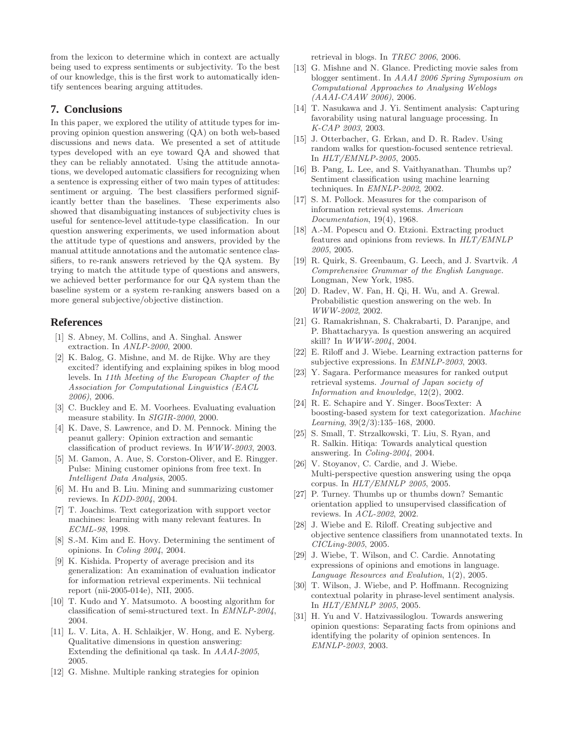from the lexicon to determine which in context are actually being used to express sentiments or subjectivity. To the best of our knowledge, this is the first work to automatically identify sentences bearing arguing attitudes.

## 7. Conclusions

In this paper, we explored the utility of attitude types for improving opinion question answering (QA) on both web-based discussions and news data. We presented a set of attitude types developed with an eye toward QA and showed that they can be reliably annotated. Using the attitude annotations, we developed automatic classifiers for recognizing when a sentence is expressing either of two main types of attitudes: sentiment or arguing. The best classifiers performed significantly better than the baselines. These experiments also showed that disambiguating instances of subjectivity clues is useful for sentence-level attitude-type classification. In our question answering experiments, we used information about the attitude type of questions and answers, provided by the manual attitude annotations and the automatic sentence classifiers, to re-rank answers retrieved by the QA system. By trying to match the attitude type of questions and answers, we achieved better performance for our QA system than the baseline system or a system re-ranking answers based on a more general subjective/objective distinction.

## References

[1] S. Abney, M. Collins, and A. Singhal. Answer extraction. In *ANLP-2000*, 2000.

[2] K. Balog, G. Mishne, and M. de Rijke. Why are they excited? identifying and explaining spikes in blog mood levels. In *11th Meeting of the European Chapter of the Association for Computational Linguistics (EACL 2006)*, 2006.

[3] C. Buckley and E. M. Voorhees. Evaluating evaluation measure stability. In *SIGIR-2000*, 2000.

[4] K. Dave, S. Lawrence, and D. M. Pennock. Mining the peanut gallery: Opinion extraction and semantic classification of product reviews. In *WWW-2003*, 2003.

[5] M. Gamon, A. Aue, S. Corston-Oliver, and E. Ringger. Pulse: Mining customer opinions from free text. In *Intelligent Data Analysis*, 2005.

[6] M. Hu and B. Liu. Mining and summarizing customer reviews. In *KDD-2004*, 2004.

[7] T. Joachims. Text categorization with support vector machines: learning with many relevant features. In *ECML-98*, 1998.

[8] S.-M. Kim and E. Hovy. Determining the sentiment of opinions. In *Coling 2004*, 2004.

[9] K. Kishida. Property of average precision and its generalization: An examination of evaluation indicator for information retrieval experiments. Nii technical report (nii-2005-014e), NII, 2005.

[10] T. Kudo and Y. Matsumoto. A boosting algorithm for classification of semi-structured text. In *EMNLP-2004*, 2004.

[11] L. V. Lita, A. H. Schlaikjer, W. Hong, and E. Nyberg. Qualitative dimensions in question answering: Extending the definitional qa task. In *AAAI-2005*, 2005.

[12] G. Mishne. Multiple ranking strategies for opinion retrieval in blogs. In *TREC 2006*, 2006.

[13] G. Mishne and N. Glance. Predicting movie sales from blogger sentiment. In *AAAI 2006 Spring Symposium on Computational Approaches to Analysing Weblogs (AAAI-CAAW 2006)*, 2006.

[14] T. Nasukawa and J. Yi. Sentiment analysis: Capturing favorability using natural language processing. In *K-CAP 2003*, 2003.

[15] J. Otterbacher, G. Erkan, and D. R. Radev. Using random walks for question-focused sentence retrieval. In *HLT/EMNLP-2005*, 2005.

[16] B. Pang, L. Lee, and S. Vaithyanathan. Thumbs up? Sentiment classification using machine learning techniques. In *EMNLP-2002*, 2002.

[17] S. M. Pollock. Measures for the comparison of information retrieval systems. *American Documentation*, 19(4), 1968.

[18] A.-M. Popescu and O. Etzioni. Extracting product features and opinions from reviews. In *HLT/EMNLP 2005*, 2005.

[19] R. Quirk, S. Greenbaum, G. Leech, and J. Svartvik. *A Comprehensive Grammar of the English Language.* Longman, New York, 1985.

[20] D. Radev, W. Fan, H. Qi, H. Wu, and A. Grewal. Probabilistic question answering on the web. In *WWW-2002*, 2002.

[21] G. Ramakrishnan, S. Chakrabarti, D. Paranjpe, and P. Bhattacharyya. Is question answering an acquired skill? In *WWW-2004*, 2004.

[22] E. Riloff and J. Wiebe. Learning extraction patterns for subjective expressions. In *EMNLP-2003*, 2003.

[23] Y. Sagara. Performance measures for ranked output retrieval systems. *Journal of Japan society of Information and knowledge*, 12(2), 2002.

[24] R. E. Schapire and Y. Singer. BoosTexter: A boosting-based system for text categorization. *Machine Learning*, 39(2/3):135–168, 2000.

[25] S. Small, T. Strzalkowski, T. Liu, S. Ryan, and R. Salkin. Hitiqa: Towards analytical question answering. In *Coling-2004*, 2004.

[26] V. Stoyanov, C. Cardie, and J. Wiebe. Multi-perspective question answering using the opqa corpus. In *HLT/EMNLP 2005*, 2005.

[27] P. Turney. Thumbs up or thumbs down? Semantic orientation applied to unsupervised classification of reviews. In *ACL-2002*, 2002.

[28] J. Wiebe and E. Riloff. Creating subjective and objective sentence classifiers from unannotated texts. In *CICLing-2005*, 2005.

[29] J. Wiebe, T. Wilson, and C. Cardie. Annotating expressions of opinions and emotions in language. *Language Resources and Evalution*, 1(2), 2005.

[30] T. Wilson, J. Wiebe, and P. Hoffmann. Recognizing contextual polarity in phrase-level sentiment analysis. In *HLT/EMNLP 2005*, 2005.

[31] H. Yu and V. Hatzivassiloglou. Towards answering opinion questions: Separating facts from opinions and identifying the polarity of opinion sentences. In *EMNLP-2003*, 2003.